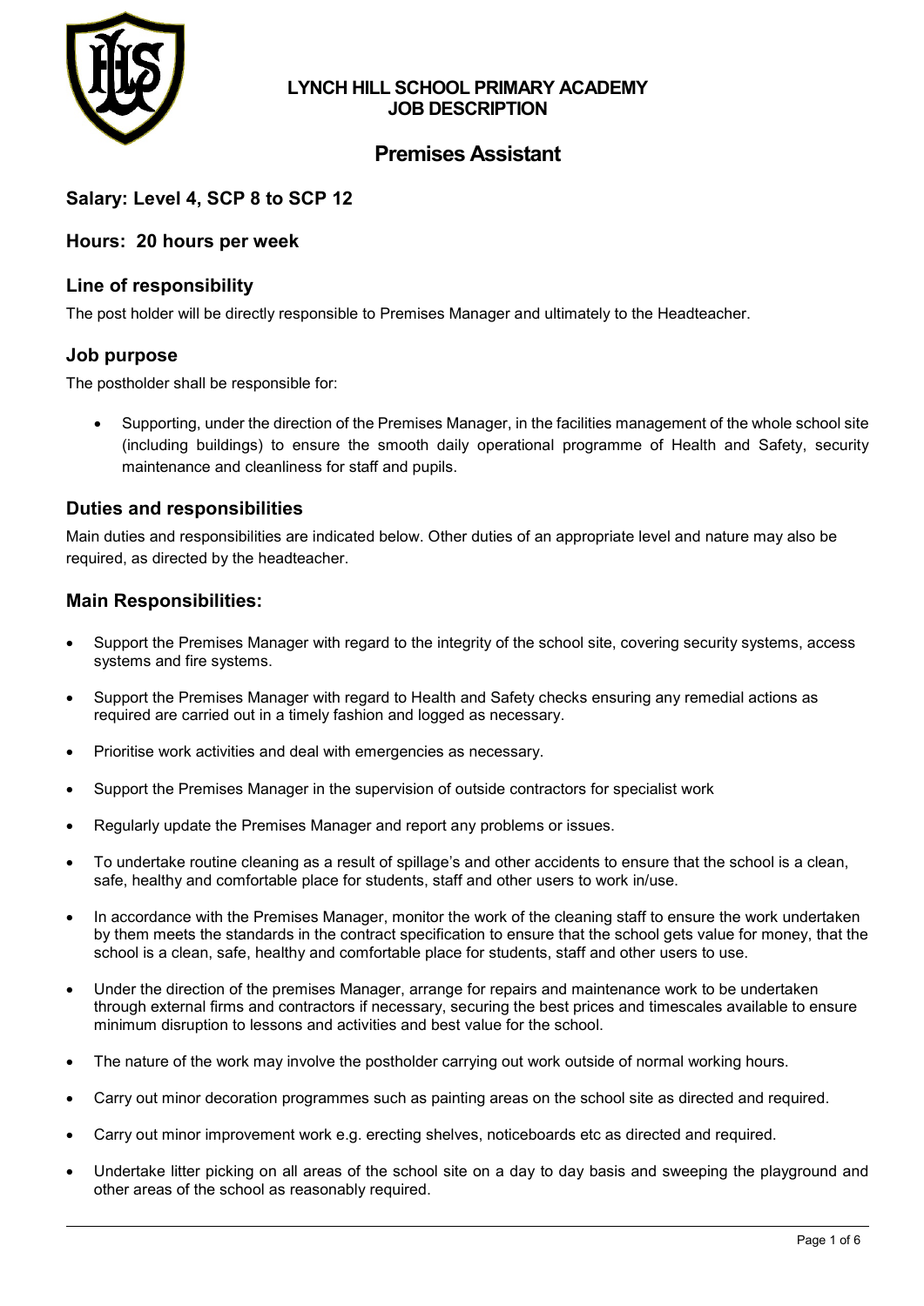**LYNCH HILL SCHOOL PRIMARY ACADEMY**
**JOB DESCRIPTION**

# Premises Assistant

## Salary: Level 4, SCP 8 to SCP 12

## Hours: 20 hours per week

## Line of responsibility

The post holder will be directly responsible to Premises Manager and ultimately to the Headteacher.

## Job purpose

The postholder shall be responsible for:

- Supporting, under the direction of the Premises Manager, in the facilities management of the whole school site (including buildings) to ensure the smooth daily operational programme of Health and Safety, security maintenance and cleanliness for staff and pupils.

## Duties and responsibilities

Main duties and responsibilities are indicated below. Other duties of an appropriate level and nature may also be required, as directed by the headteacher.

## Main Responsibilities:

- Support the Premises Manager with regard to the integrity of the school site, covering security systems, access systems and fire systems.
- Support the Premises Manager with regard to Health and Safety checks ensuring any remedial actions as required are carried out in a timely fashion and logged as necessary.
- Prioritise work activities and deal with emergencies as necessary.
- Support the Premises Manager in the supervision of outside contractors for specialist work
- Regularly update the Premises Manager and report any problems or issues.
- To undertake routine cleaning as a result of spillage's and other accidents to ensure that the school is a clean, safe, healthy and comfortable place for students, staff and other users to work in/use.
- In accordance with the Premises Manager, monitor the work of the cleaning staff to ensure the work undertaken by them meets the standards in the contract specification to ensure that the school gets value for money, that the school is a clean, safe, healthy and comfortable place for students, staff and other users to use.
- Under the direction of the premises Manager, arrange for repairs and maintenance work to be undertaken through external firms and contractors if necessary, securing the best prices and timescales available to ensure minimum disruption to lessons and activities and best value for the school.
- The nature of the work may involve the postholder carrying out work outside of normal working hours.
- Carry out minor decoration programmes such as painting areas on the school site as directed and required.
- Carry out minor improvement work e.g. erecting shelves, noticeboards etc as directed and required.
- Undertake litter picking on all areas of the school site on a day to day basis and sweeping the playground and other areas of the school as reasonably required.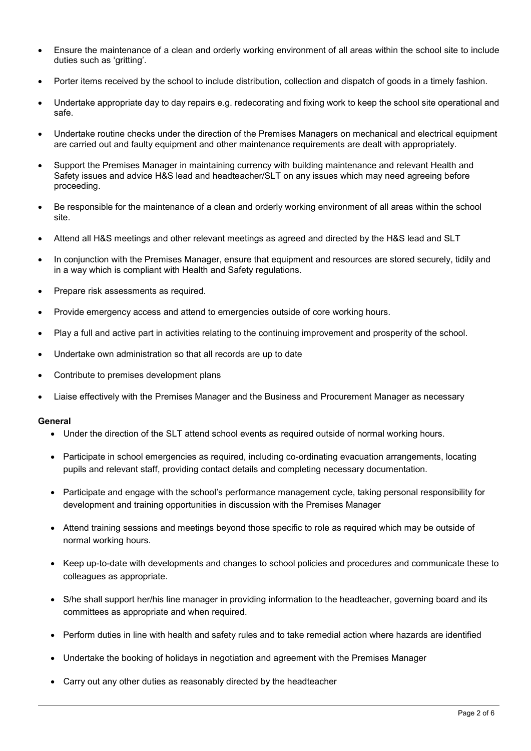- Ensure the maintenance of a clean and orderly working environment of all areas within the school site to include duties such as 'gritting'.
- Porter items received by the school to include distribution, collection and dispatch of goods in a timely fashion.
- Undertake appropriate day to day repairs e.g. redecorating and fixing work to keep the school site operational and safe.
- Undertake routine checks under the direction of the Premises Managers on mechanical and electrical equipment are carried out and faulty equipment and other maintenance requirements are dealt with appropriately.
- Support the Premises Manager in maintaining currency with building maintenance and relevant Health and Safety issues and advice H&S lead and headteacher/SLT on any issues which may need agreeing before proceeding.
- Be responsible for the maintenance of a clean and orderly working environment of all areas within the school site.
- Attend all H&S meetings and other relevant meetings as agreed and directed by the H&S lead and SLT
- In conjunction with the Premises Manager, ensure that equipment and resources are stored securely, tidily and in a way which is compliant with Health and Safety regulations.
- Prepare risk assessments as required.
- Provide emergency access and attend to emergencies outside of core working hours.
- Play a full and active part in activities relating to the continuing improvement and prosperity of the school.
- Undertake own administration so that all records are up to date
- Contribute to premises development plans
- Liaise effectively with the Premises Manager and the Business and Procurement Manager as necessary

**General**

- Under the direction of the SLT attend school events as required outside of normal working hours.
- Participate in school emergencies as required, including co-ordinating evacuation arrangements, locating pupils and relevant staff, providing contact details and completing necessary documentation.
- Participate and engage with the school's performance management cycle, taking personal responsibility for development and training opportunities in discussion with the Premises Manager
- Attend training sessions and meetings beyond those specific to role as required which may be outside of normal working hours.
- Keep up-to-date with developments and changes to school policies and procedures and communicate these to colleagues as appropriate.
- S/he shall support her/his line manager in providing information to the headteacher, governing board and its committees as appropriate and when required.
- Perform duties in line with health and safety rules and to take remedial action where hazards are identified
- Undertake the booking of holidays in negotiation and agreement with the Premises Manager
- Carry out any other duties as reasonably directed by the headteacher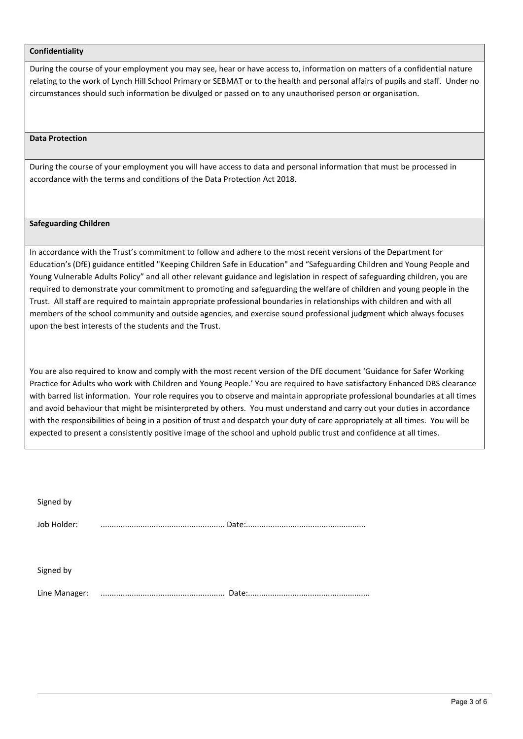**Confidentiality**

During the course of your employment you may see, hear or have access to, information on matters of a confidential nature relating to the work of Lynch Hill School Primary or SEBMAT or to the health and personal affairs of pupils and staff. Under no circumstances should such information be divulged or passed on to any unauthorised person or organisation.

**Data Protection**

During the course of your employment you will have access to data and personal information that must be processed in accordance with the terms and conditions of the Data Protection Act 2018.

**Safeguarding Children**

In accordance with the Trust's commitment to follow and adhere to the most recent versions of the Department for Education's (DfE) guidance entitled "Keeping Children Safe in Education" and "Safeguarding Children and Young People and Young Vulnerable Adults Policy" and all other relevant guidance and legislation in respect of safeguarding children, you are required to demonstrate your commitment to promoting and safeguarding the welfare of children and young people in the Trust. All staff are required to maintain appropriate professional boundaries in relationships with children and with all members of the school community and outside agencies, and exercise sound professional judgment which always focuses upon the best interests of the students and the Trust.

You are also required to know and comply with the most recent version of the DfE document 'Guidance for Safer Working Practice for Adults who work with Children and Young People.' You are required to have satisfactory Enhanced DBS clearance with barred list information. Your role requires you to observe and maintain appropriate professional boundaries at all times and avoid behaviour that might be misinterpreted by others. You must understand and carry out your duties in accordance with the responsibilities of being in a position of trust and despatch your duty of care appropriately at all times. You will be expected to present a consistently positive image of the school and uphold public trust and confidence at all times.

Signed by

Job Holder: ........................................................ Date:.....................................................

Signed by

Line Manager: ........................................................ Date:.......................................................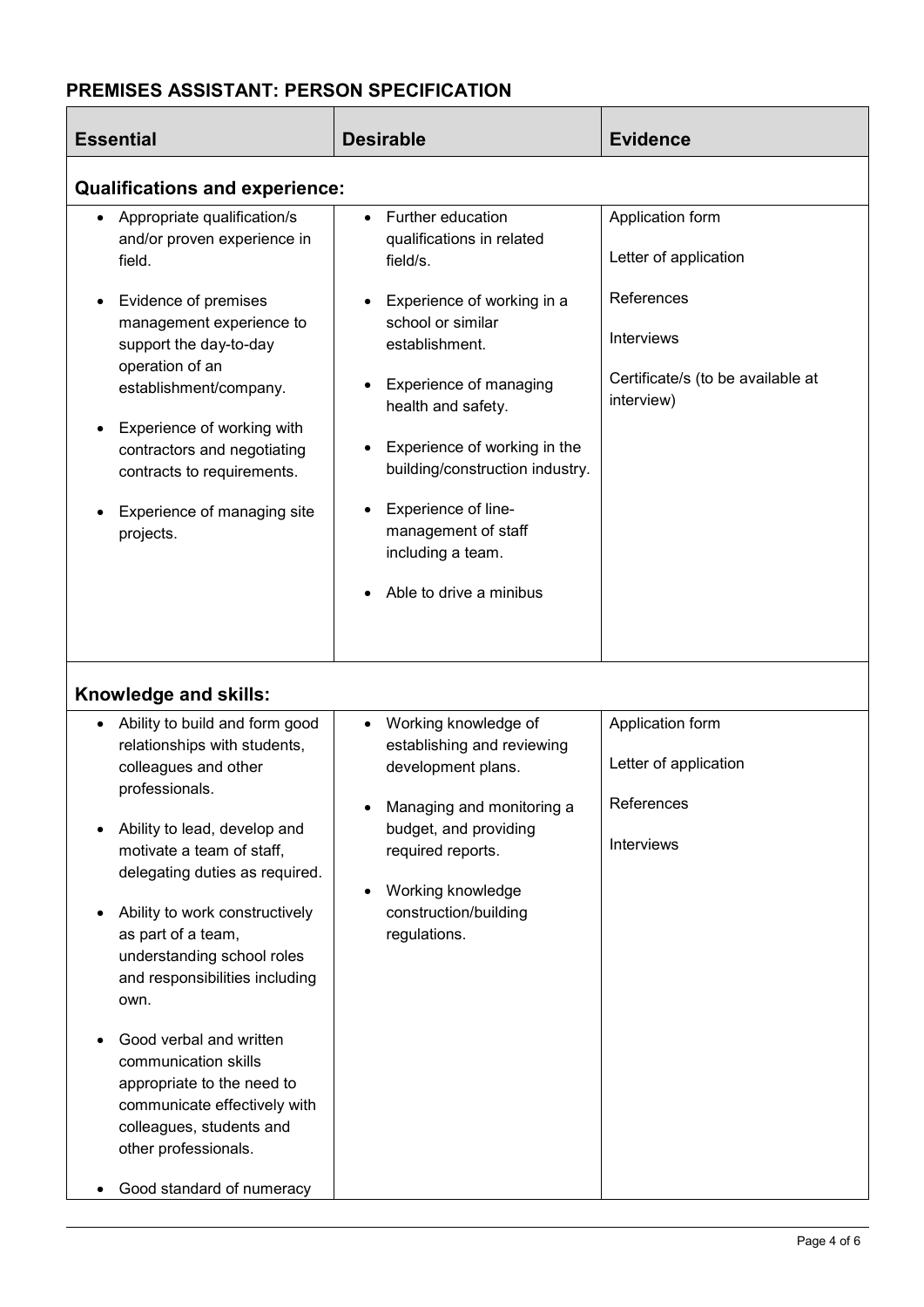## PREMISES ASSISTANT: PERSON SPECIFICATION

| Essential | Desirable | Evidence |
|---|---|---|
| **Qualifications and experience:** | | |
| • Appropriate qualification/s and/or proven experience in field.<br><br>• Evidence of premises management experience to support the day-to-day operation of an establishment/company.<br><br>• Experience of working with contractors and negotiating contracts to requirements.<br><br>• Experience of managing site projects. | • Further education qualifications in related field/s.<br><br>• Experience of working in a school or similar establishment.<br><br>• Experience of managing health and safety.<br><br>• Experience of working in the building/construction industry.<br><br>• Experience of line-management of staff including a team.<br><br>• Able to drive a minibus | Application form<br><br>Letter of application<br><br>References<br><br>Interviews<br><br>Certificate/s (to be available at interview) |
| **Knowledge and skills:** | | |
| • Ability to build and form good relationships with students, colleagues and other professionals.<br><br>• Ability to lead, develop and motivate a team of staff, delegating duties as required.<br><br>• Ability to work constructively as part of a team, understanding school roles and responsibilities including own.<br><br>• Good verbal and written communication skills appropriate to the need to communicate effectively with colleagues, students and other professionals.<br><br>• Good standard of numeracy | • Working knowledge of establishing and reviewing development plans.<br><br>• Managing and monitoring a budget, and providing required reports.<br><br>• Working knowledge construction/building regulations. | Application form<br><br>Letter of application<br><br>References<br><br>Interviews |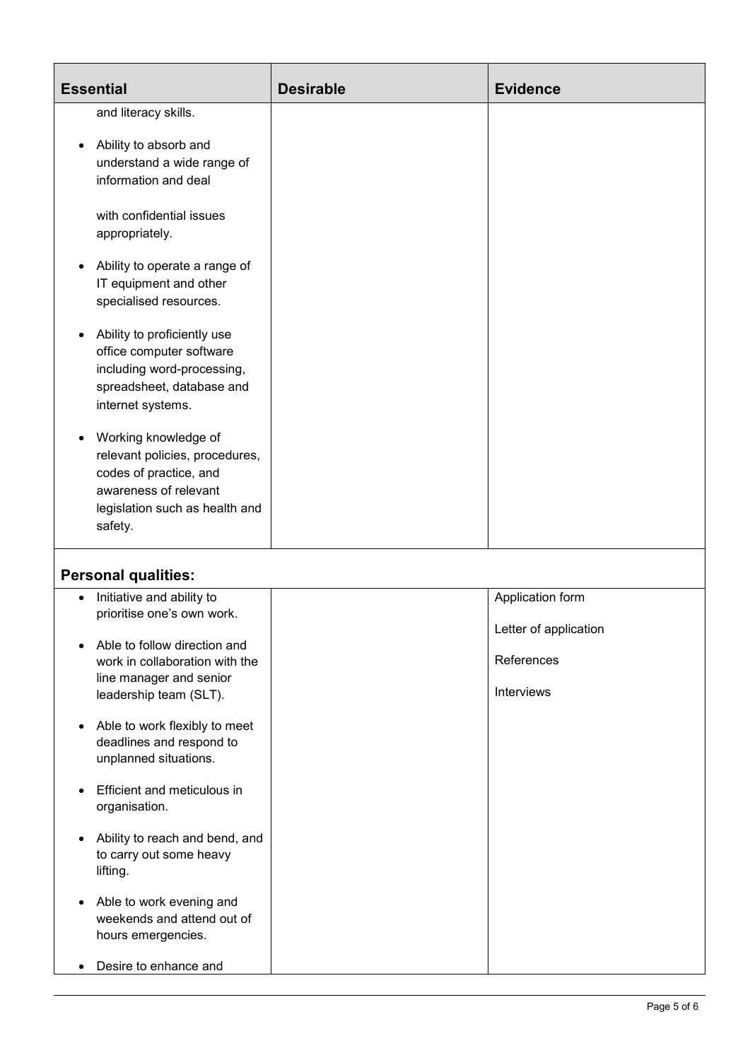| Essential | Desirable | Evidence |
|---|---|---|
| and literacy skills.<br><br>• Ability to absorb and understand a wide range of information and deal with confidential issues appropriately.<br><br>• Ability to operate a range of IT equipment and other specialised resources.<br><br>• Ability to proficiently use office computer software including word-processing, spreadsheet, database and internet systems.<br><br>• Working knowledge of relevant policies, procedures, codes of practice, and awareness of relevant legislation such as health and safety. | | |
| **Personal qualities:** | | |
| • Initiative and ability to prioritise one's own work.<br><br>• Able to follow direction and work in collaboration with the line manager and senior leadership team (SLT).<br><br>• Able to work flexibly to meet deadlines and respond to unplanned situations.<br><br>• Efficient and meticulous in organisation.<br><br>• Ability to reach and bend, and to carry out some heavy lifting.<br><br>• Able to work evening and weekends and attend out of hours emergencies.<br><br>• Desire to enhance and | | Application form<br><br>Letter of application<br><br>References<br><br>Interviews |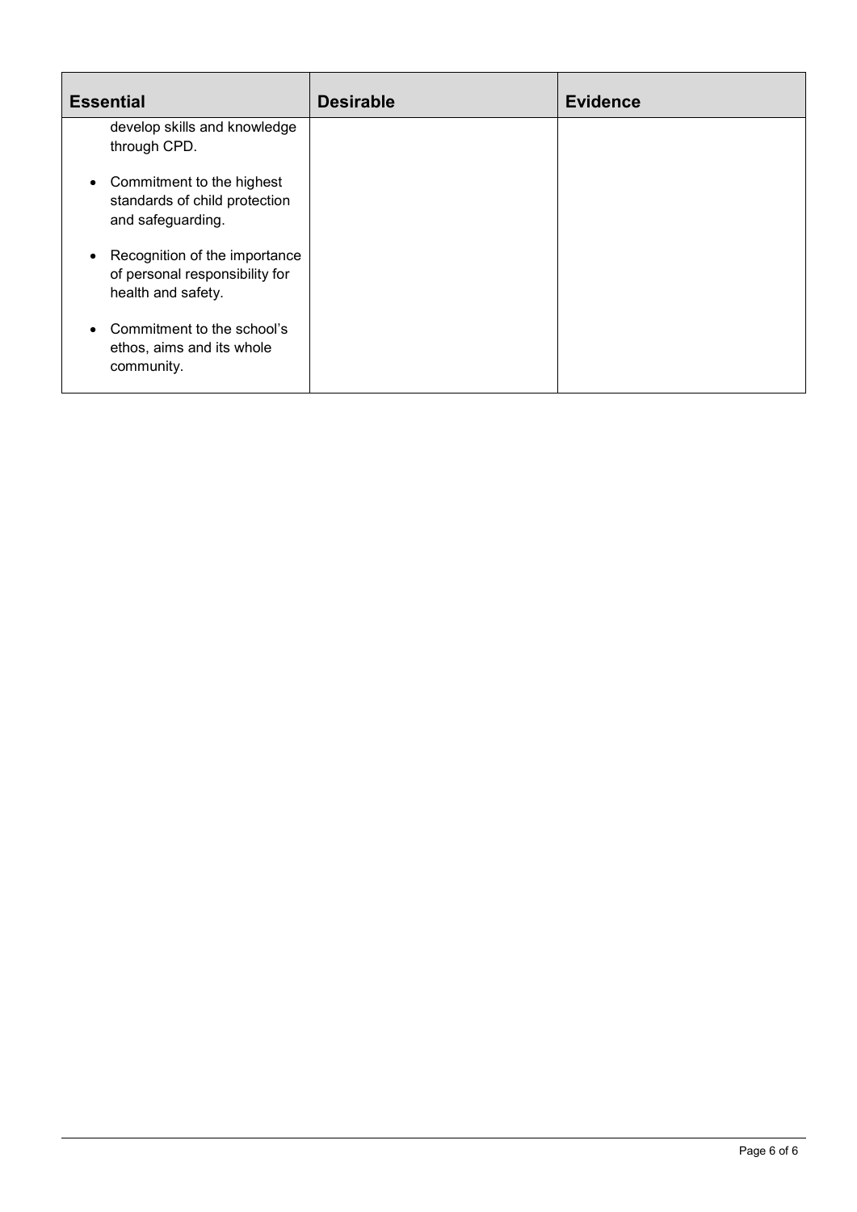| Essential | Desirable | Evidence |
|---|---|---|
| develop skills and knowledge through CPD.<br><br>• Commitment to the highest standards of child protection and safeguarding.<br><br>• Recognition of the importance of personal responsibility for health and safety.<br><br>• Commitment to the school's ethos, aims and its whole community. | | |